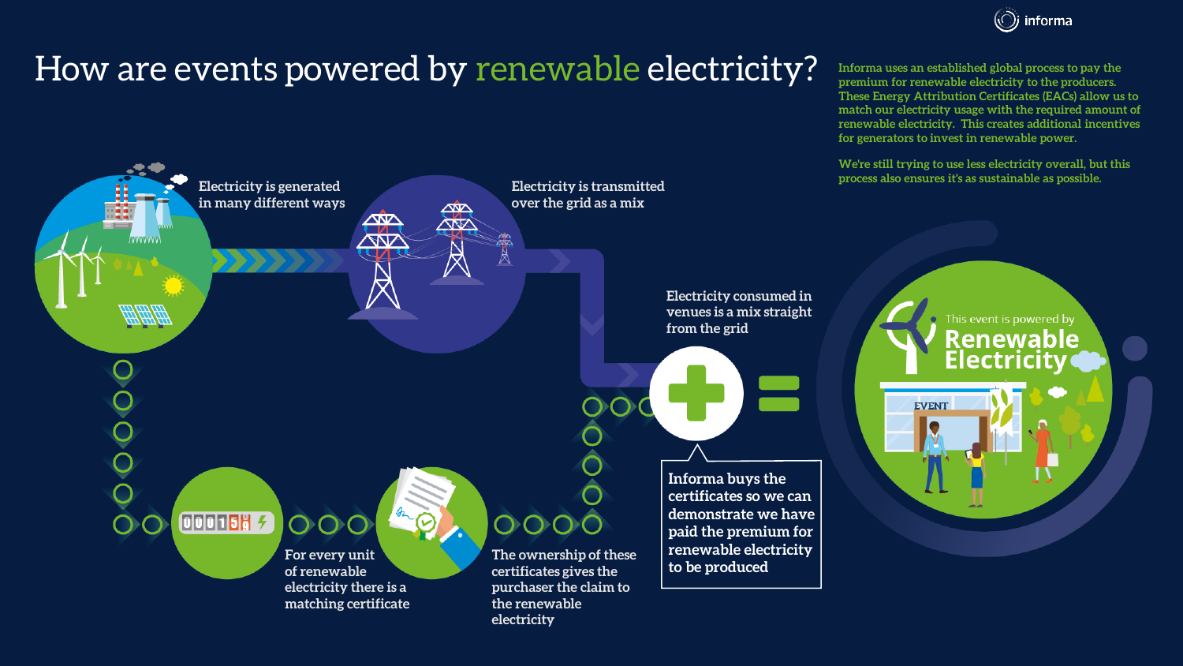# How are events powered by renewable electricity?

Informa uses an established global process to pay the premium for renewable electricity to the producers. These Energy Attribution Certificates (EACs) allow us to match our electricity usage with the required amount of renewable electricity. This creates additional incentives for generators to invest in renewable power.

We're still trying to use less electricity overall, but this process also ensures it's as sustainable as possible.

Electricity is generated in many different ways

Electricity is transmitted over the grid as a mix

Electricity consumed in venues is a mix straight from the grid

For every unit of renewable electricity there is a matching certificate

The ownership of these certificates gives the purchaser the claim to the renewable electricity

Informa buys the certificates so we can demonstrate we have paid the premium for renewable electricity to be produced

This event is powered by **Renewable Electricity**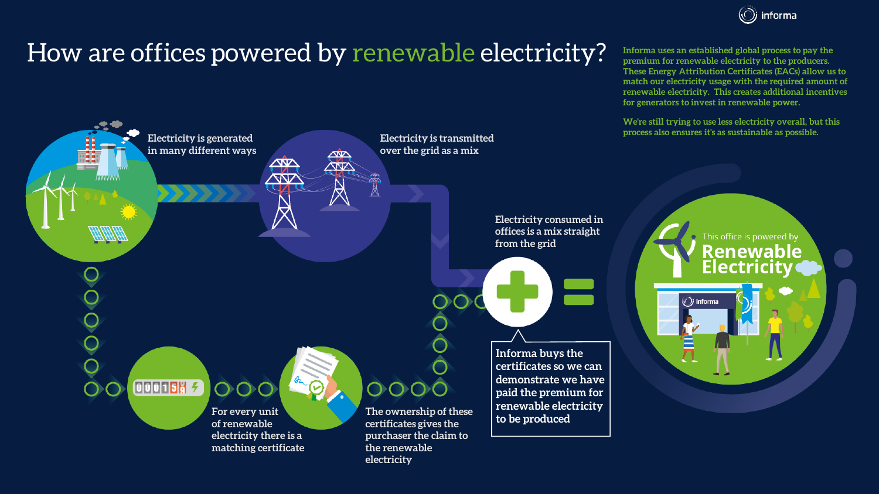# How are offices powered by renewable electricity?

Informa uses an established global process to pay the premium for renewable electricity to the producers. These Energy Attribution Certificates (EACs) allow us to match our electricity usage with the required amount of renewable electricity. This creates additional incentives for generators to invest in renewable power.

We're still trying to use less electricity overall, but this process also ensures it's as sustainable as possible.

Electricity is generated in many different ways

Electricity is transmitted over the grid as a mix

Electricity consumed in offices is a mix straight from the grid

Informa buys the certificates so we can demonstrate we have paid the premium for renewable electricity to be produced

For every unit of renewable electricity there is a matching certificate

The ownership of these certificates gives the purchaser the claim to the renewable electricity

This office is powered by Renewable Electricity